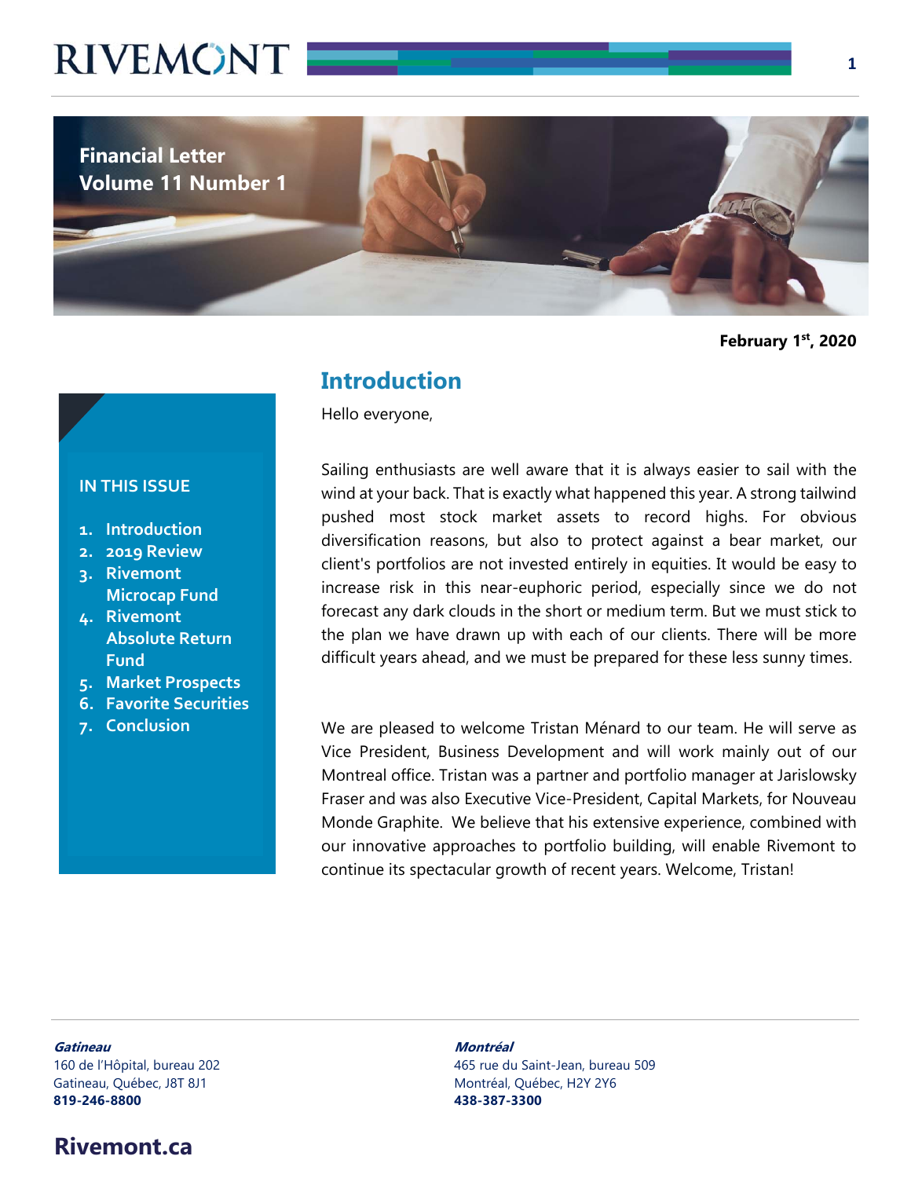**Financial Letter**
**Volume 11 Number 1**

**February 1st, 2020**

**IN THIS ISSUE**

1. Introduction
2. 2019 Review
3. Rivemont Microcap Fund
4. Rivemont Absolute Return Fund
5. Market Prospects
6. Favorite Securities
7. Conclusion

## Introduction

Hello everyone,

Sailing enthusiasts are well aware that it is always easier to sail with the wind at your back. That is exactly what happened this year. A strong tailwind pushed most stock market assets to record highs. For obvious diversification reasons, but also to protect against a bear market, our client's portfolios are not invested entirely in equities. It would be easy to increase risk in this near-euphoric period, especially since we do not forecast any dark clouds in the short or medium term. But we must stick to the plan we have drawn up with each of our clients. There will be more difficult years ahead, and we must be prepared for these less sunny times.

We are pleased to welcome Tristan Ménard to our team. He will serve as Vice President, Business Development and will work mainly out of our Montreal office. Tristan was a partner and portfolio manager at Jarislowsky Fraser and was also Executive Vice-President, Capital Markets, for Nouveau Monde Graphite. We believe that his extensive experience, combined with our innovative approaches to portfolio building, will enable Rivemont to continue its spectacular growth of recent years. Welcome, Tristan!

***Gatineau***
160 de l'Hôpital, bureau 202
Gatineau, Québec, J8T 8J1
**819-246-8800**

***Montréal***
465 rue du Saint-Jean, bureau 509
Montréal, Québec, H2Y 2Y6
**438-387-3300**

**Rivemont.ca**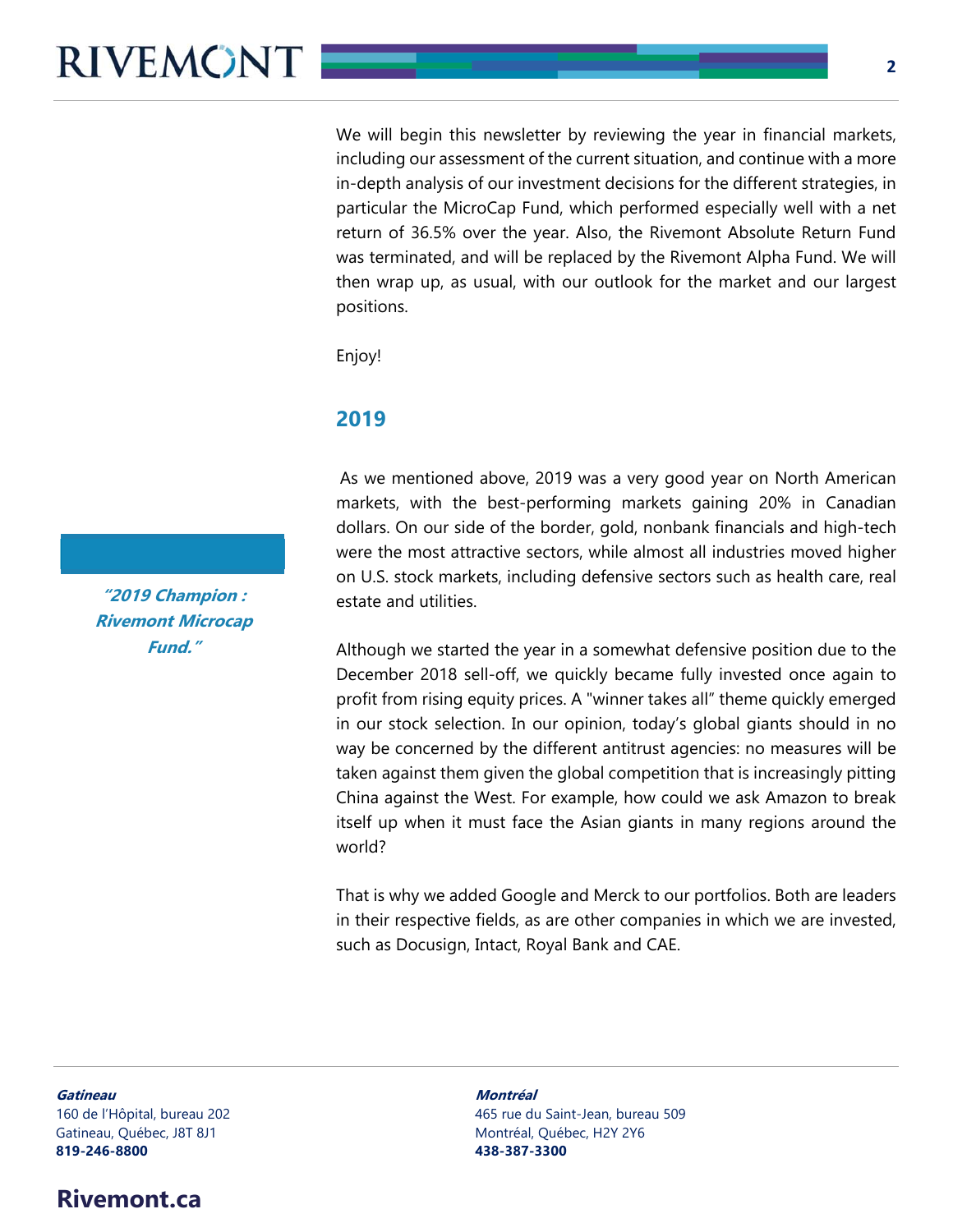We will begin this newsletter by reviewing the year in financial markets, including our assessment of the current situation, and continue with a more in-depth analysis of our investment decisions for the different strategies, in particular the MicroCap Fund, which performed especially well with a net return of 36.5% over the year. Also, the Rivemont Absolute Return Fund was terminated, and will be replaced by the Rivemont Alpha Fund. We will then wrap up, as usual, with our outlook for the market and our largest positions.

Enjoy!

## 2019

*"2019 Champion : Rivemont Microcap Fund."*

As we mentioned above, 2019 was a very good year on North American markets, with the best-performing markets gaining 20% in Canadian dollars. On our side of the border, gold, nonbank financials and high-tech were the most attractive sectors, while almost all industries moved higher on U.S. stock markets, including defensive sectors such as health care, real estate and utilities.

Although we started the year in a somewhat defensive position due to the December 2018 sell-off, we quickly became fully invested once again to profit from rising equity prices. A "winner takes all" theme quickly emerged in our stock selection. In our opinion, today's global giants should in no way be concerned by the different antitrust agencies: no measures will be taken against them given the global competition that is increasingly pitting China against the West. For example, how could we ask Amazon to break itself up when it must face the Asian giants in many regions around the world?

That is why we added Google and Merck to our portfolios. Both are leaders in their respective fields, as are other companies in which we are invested, such as Docusign, Intact, Royal Bank and CAE.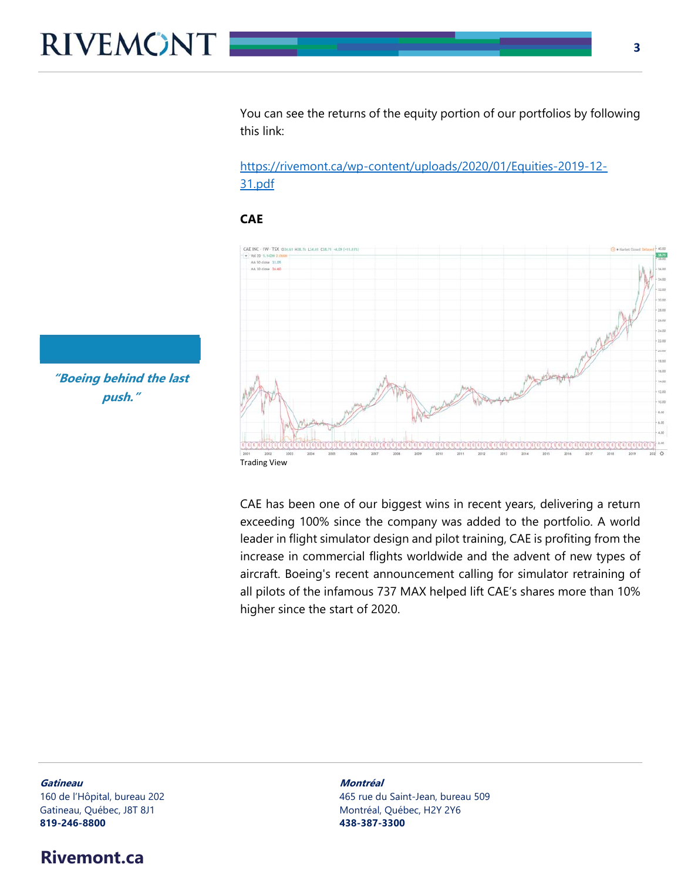You can see the returns of the equity portion of our portfolios by following this link:

https://rivemont.ca/wp-content/uploads/2020/01/Equities-2019-12-31.pdf

**CAE**

Trading View

*"Boeing behind the last push."*

CAE has been one of our biggest wins in recent years, delivering a return exceeding 100% since the company was added to the portfolio. A world leader in flight simulator design and pilot training, CAE is profiting from the increase in commercial flights worldwide and the advent of new types of aircraft. Boeing's recent announcement calling for simulator retraining of all pilots of the infamous 737 MAX helped lift CAE's shares more than 10% higher since the start of 2020.

***Gatineau***
160 de l'Hôpital, bureau 202
Gatineau, Québec, J8T 8J1
**819-246-8800**

***Montréal***
465 rue du Saint-Jean, bureau 509
Montréal, Québec, H2Y 2Y6
**438-387-3300**

**Rivemont.ca**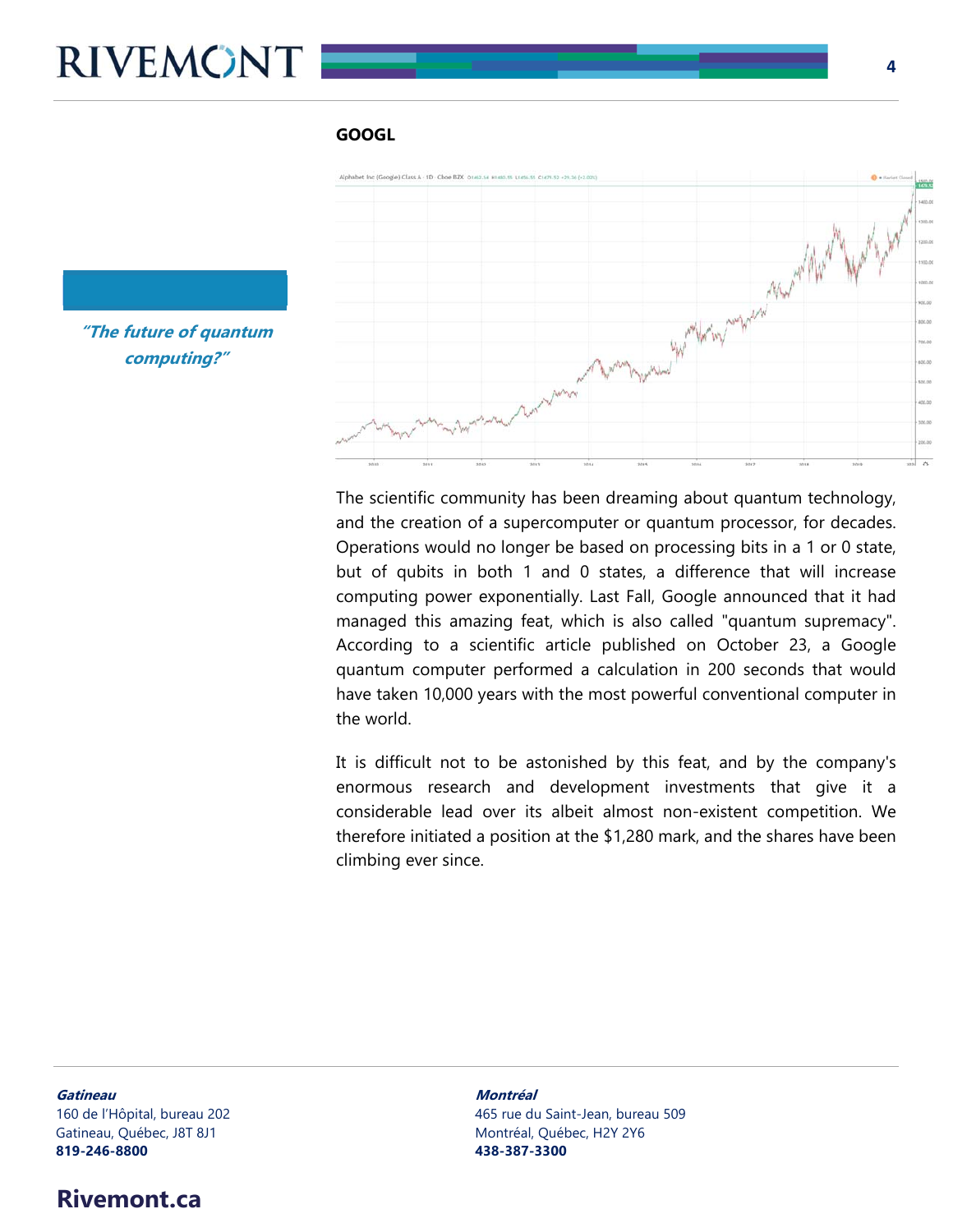## GOOGL

*"The future of quantum computing?"*

The scientific community has been dreaming about quantum technology, and the creation of a supercomputer or quantum processor, for decades. Operations would no longer be based on processing bits in a 1 or 0 state, but of qubits in both 1 and 0 states, a difference that will increase computing power exponentially. Last Fall, Google announced that it had managed this amazing feat, which is also called "quantum supremacy". According to a scientific article published on October 23, a Google quantum computer performed a calculation in 200 seconds that would have taken 10,000 years with the most powerful conventional computer in the world.

It is difficult not to be astonished by this feat, and by the company's enormous research and development investments that give it a considerable lead over its albeit almost non-existent competition. We therefore initiated a position at the $1,280 mark, and the shares have been climbing ever since.

***Gatineau***
160 de l'Hôpital, bureau 202
Gatineau, Québec, J8T 8J1
**819-246-8800**

***Montréal***
465 rue du Saint-Jean, bureau 509
Montréal, Québec, H2Y 2Y6
**438-387-3300**

**Rivemont.ca**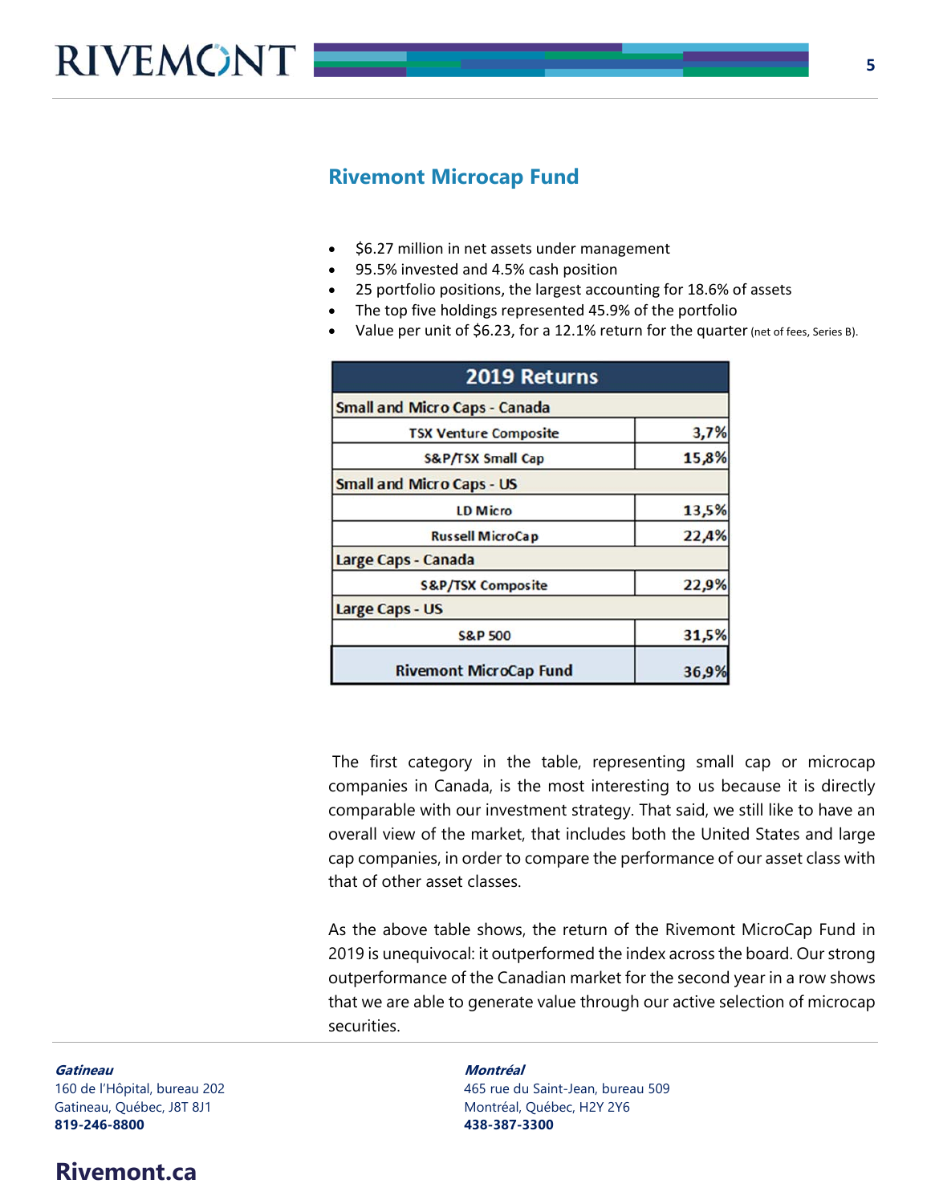## Rivemont Microcap Fund

- $6.27 million in net assets under management
- 95.5% invested and 4.5% cash position
- 25 portfolio positions, the largest accounting for 18.6% of assets
- The top five holdings represented 45.9% of the portfolio
- Value per unit of $6.23, for a 12.1% return for the quarter (net of fees, Series B).

| 2019 Returns | |
|---|---|
| **Small and Micro Caps - Canada** | |
| TSX Venture Composite | 3,7% |
| S&P/TSX Small Cap | 15,8% |
| **Small and Micro Caps - US** | |
| LD Micro | 13,5% |
| Russell MicroCap | 22,4% |
| **Large Caps - Canada** | |
| S&P/TSX Composite | 22,9% |
| **Large Caps - US** | |
| S&P 500 | 31,5% |
| **Rivemont MicroCap Fund** | **36,9%** |

The first category in the table, representing small cap or microcap companies in Canada, is the most interesting to us because it is directly comparable with our investment strategy. That said, we still like to have an overall view of the market, that includes both the United States and large cap companies, in order to compare the performance of our asset class with that of other asset classes.

As the above table shows, the return of the Rivemont MicroCap Fund in 2019 is unequivocal: it outperformed the index across the board. Our strong outperformance of the Canadian market for the second year in a row shows that we are able to generate value through our active selection of microcap securities.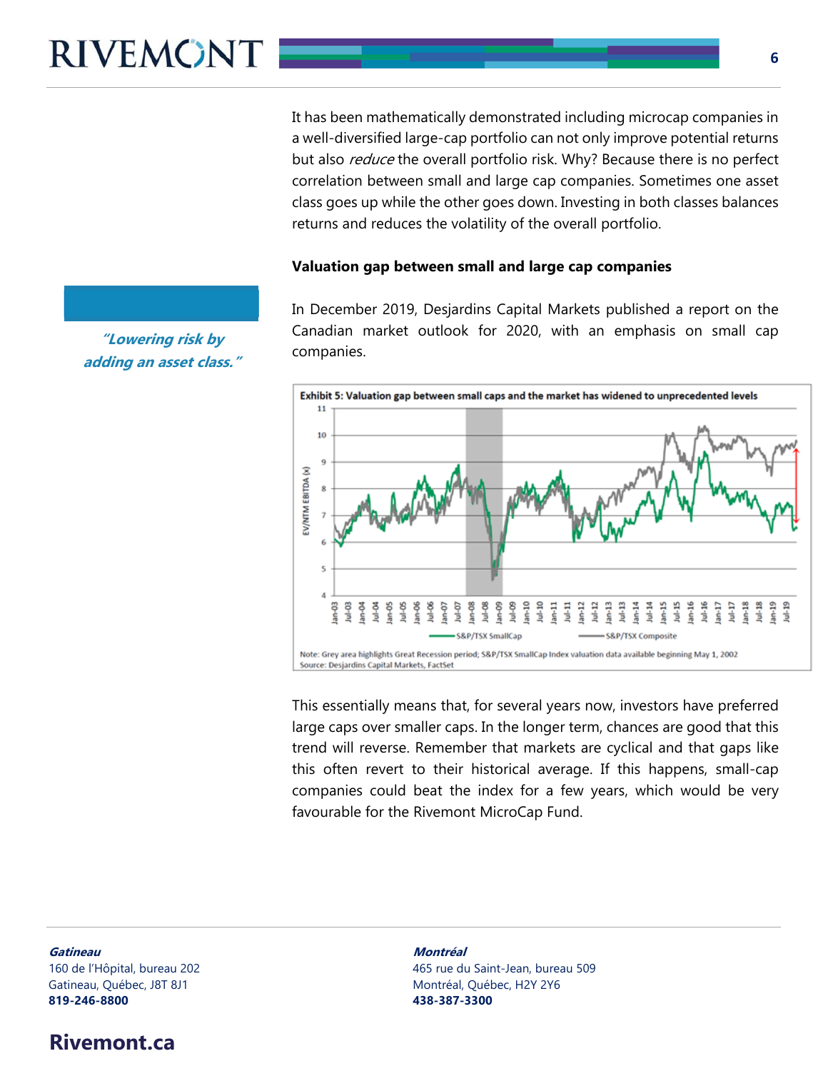It has been mathematically demonstrated including microcap companies in a well-diversified large-cap portfolio can not only improve potential returns but also *reduce* the overall portfolio risk. Why? Because there is no perfect correlation between small and large cap companies. Sometimes one asset class goes up while the other goes down. Investing in both classes balances returns and reduces the volatility of the overall portfolio.

***"Lowering risk by adding an asset class."***

**Valuation gap between small and large cap companies**

In December 2019, Desjardins Capital Markets published a report on the Canadian market outlook for 2020, with an emphasis on small cap companies.

**Exhibit 5: Valuation gap between small caps and the market has widened to unprecedented levels**

Note: Grey area highlights Great Recession period; S&P/TSX SmallCap Index valuation data available beginning May 1, 2002
Source: Desjardins Capital Markets, FactSet

This essentially means that, for several years now, investors have preferred large caps over smaller caps. In the longer term, chances are good that this trend will reverse. Remember that markets are cyclical and that gaps like this often revert to their historical average. If this happens, small-cap companies could beat the index for a few years, which would be very favourable for the Rivemont MicroCap Fund.

***Gatineau***
160 de l'Hôpital, bureau 202
Gatineau, Québec, J8T 8J1
**819-246-8800**

***Montréal***
465 rue du Saint-Jean, bureau 509
Montréal, Québec, H2Y 2Y6
**438-387-3300**

**Rivemont.ca**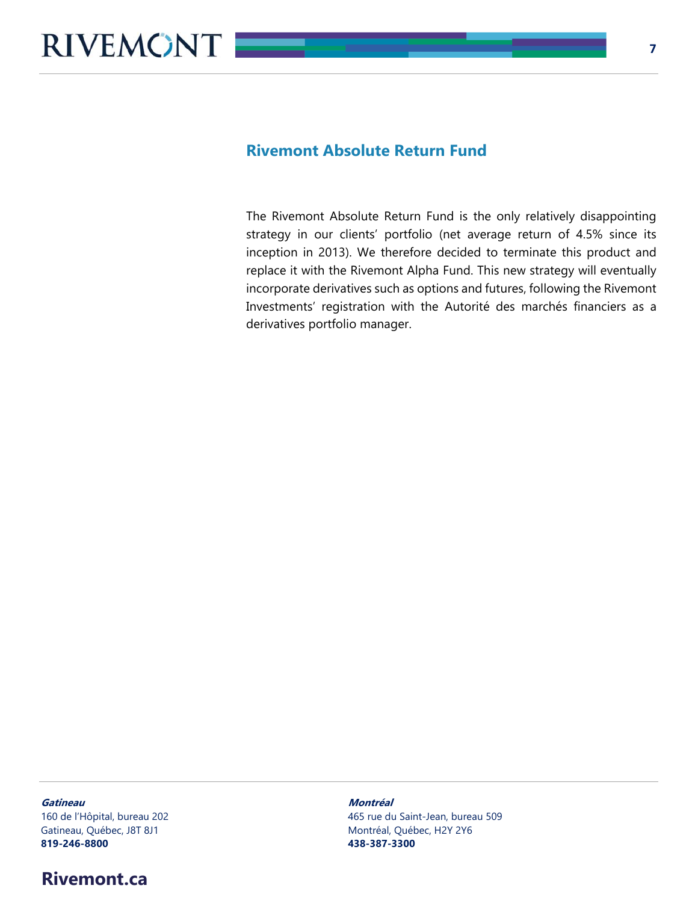## Rivemont Absolute Return Fund

The Rivemont Absolute Return Fund is the only relatively disappointing strategy in our clients' portfolio (net average return of 4.5% since its inception in 2013). We therefore decided to terminate this product and replace it with the Rivemont Alpha Fund. This new strategy will eventually incorporate derivatives such as options and futures, following the Rivemont Investments' registration with the Autorité des marchés financiers as a derivatives portfolio manager.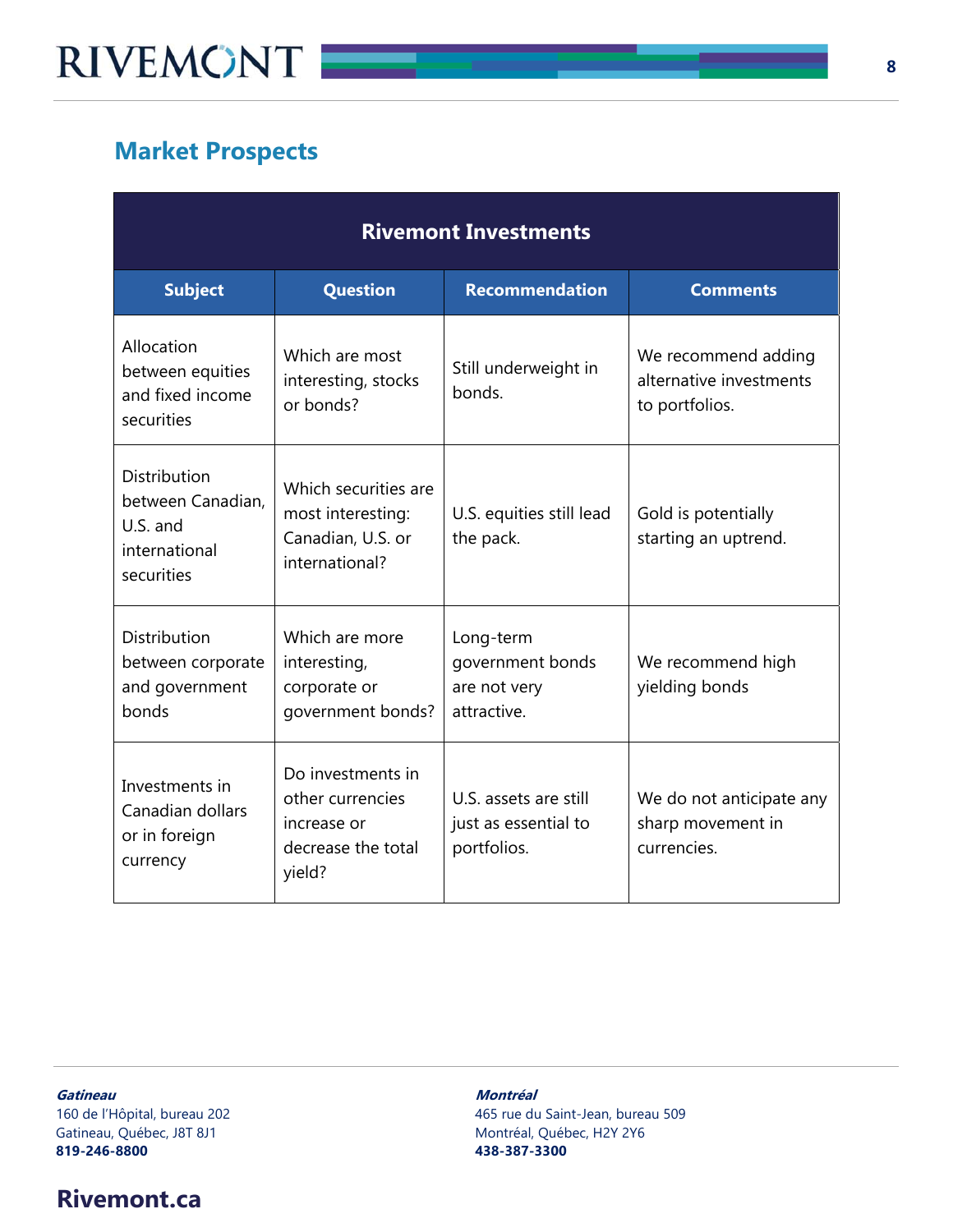## Market Prospects

| Rivemont Investments | | | |
|---|---|---|---|
| **Subject** | **Question** | **Recommendation** | **Comments** |
| Allocation between equities and fixed income securities | Which are most interesting, stocks or bonds? | Still underweight in bonds. | We recommend adding alternative investments to portfolios. |
| Distribution between Canadian, U.S. and international securities | Which securities are most interesting: Canadian, U.S. or international? | U.S. equities still lead the pack. | Gold is potentially starting an uptrend. |
| Distribution between corporate and government bonds | Which are more interesting, corporate or government bonds? | Long-term government bonds are not very attractive. | We recommend high yielding bonds |
| Investments in Canadian dollars or in foreign currency | Do investments in other currencies increase or decrease the total yield? | U.S. assets are still just as essential to portfolios. | We do not anticipate any sharp movement in currencies. |

***Gatineau***
160 de l'Hôpital, bureau 202
Gatineau, Québec, J8T 8J1
**819-246-8800**

***Montréal***
465 rue du Saint-Jean, bureau 509
Montréal, Québec, H2Y 2Y6
**438-387-3300**

**Rivemont.ca**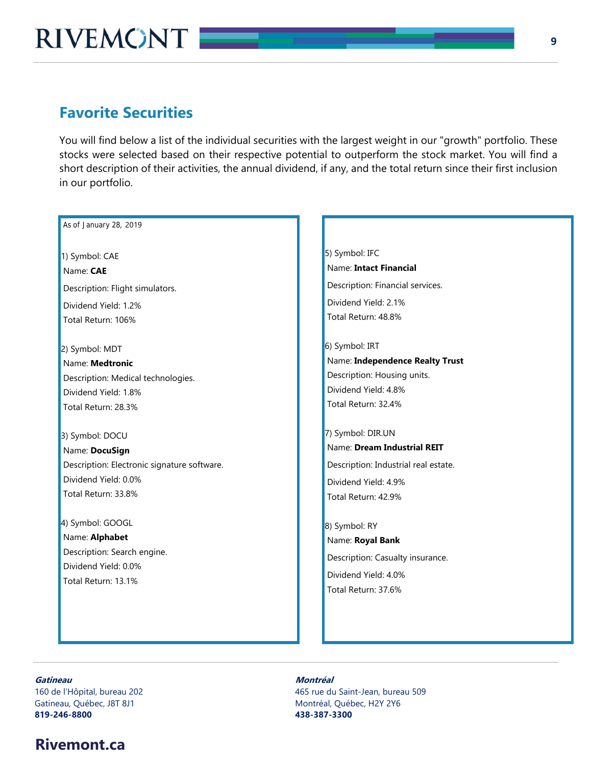## Favorite Securities

You will find below a list of the individual securities with the largest weight in our "growth" portfolio. These stocks were selected based on their respective potential to outperform the stock market. You will find a short description of their activities, the annual dividend, if any, and the total return since their first inclusion in our portfolio.

As of January 28, 2019

1) Symbol: CAE
Name: **CAE**
Description: Flight simulators.
Dividend Yield: 1.2%
Total Return: 106%

2) Symbol: MDT
Name: **Medtronic**
Description: Medical technologies.
Dividend Yield: 1.8%
Total Return: 28.3%

3) Symbol: DOCU
Name: **DocuSign**
Description: Electronic signature software.
Dividend Yield: 0.0%
Total Return: 33.8%

4) Symbol: GOOGL
Name: **Alphabet**
Description: Search engine.
Dividend Yield: 0.0%
Total Return: 13.1%

5) Symbol: IFC
Name: **Intact Financial**
Description: Financial services.
Dividend Yield: 2.1%
Total Return: 48.8%

6) Symbol: IRT
Name: **Independence Realty Trust**
Description: Housing units.
Dividend Yield: 4.8%
Total Return: 32.4%

7) Symbol: DIR.UN
Name: **Dream Industrial REIT**
Description: Industrial real estate.
Dividend Yield: 4.9%
Total Return: 42.9%

8) Symbol: RY
Name: **Royal Bank**
Description: Casualty insurance.
Dividend Yield: 4.0%
Total Return: 37.6%

***Gatineau***
160 de l'Hôpital, bureau 202
Gatineau, Québec, J8T 8J1
**819-246-8800**

***Montréal***
465 rue du Saint-Jean, bureau 509
Montréal, Québec, H2Y 2Y6
**438-387-3300**

**Rivemont.ca**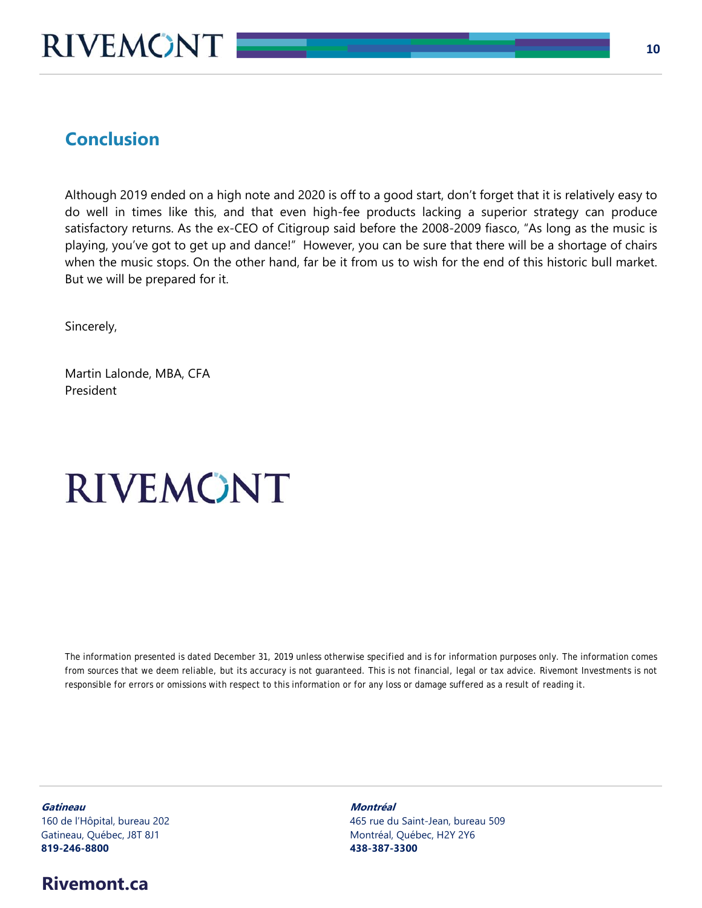## Conclusion

Although 2019 ended on a high note and 2020 is off to a good start, don't forget that it is relatively easy to do well in times like this, and that even high-fee products lacking a superior strategy can produce satisfactory returns. As the ex-CEO of Citigroup said before the 2008-2009 fiasco, "As long as the music is playing, you've got to get up and dance!" However, you can be sure that there will be a shortage of chairs when the music stops. On the other hand, far be it from us to wish for the end of this historic bull market. But we will be prepared for it.

Sincerely,

Martin Lalonde, MBA, CFA
President

RIVEMONT

*The information presented is dated December 31, 2019 unless otherwise specified and is for information purposes only. The information comes from sources that we deem reliable, but its accuracy is not guaranteed. This is not financial, legal or tax advice. Rivemont Investments is not responsible for errors or omissions with respect to this information or for any loss or damage suffered as a result of reading it.*

***Gatineau***
160 de l'Hôpital, bureau 202
Gatineau, Québec, J8T 8J1
**819-246-8800**

***Montréal***
465 rue du Saint-Jean, bureau 509
Montréal, Québec, H2Y 2Y6
**438-387-3300**

**Rivemont.ca**